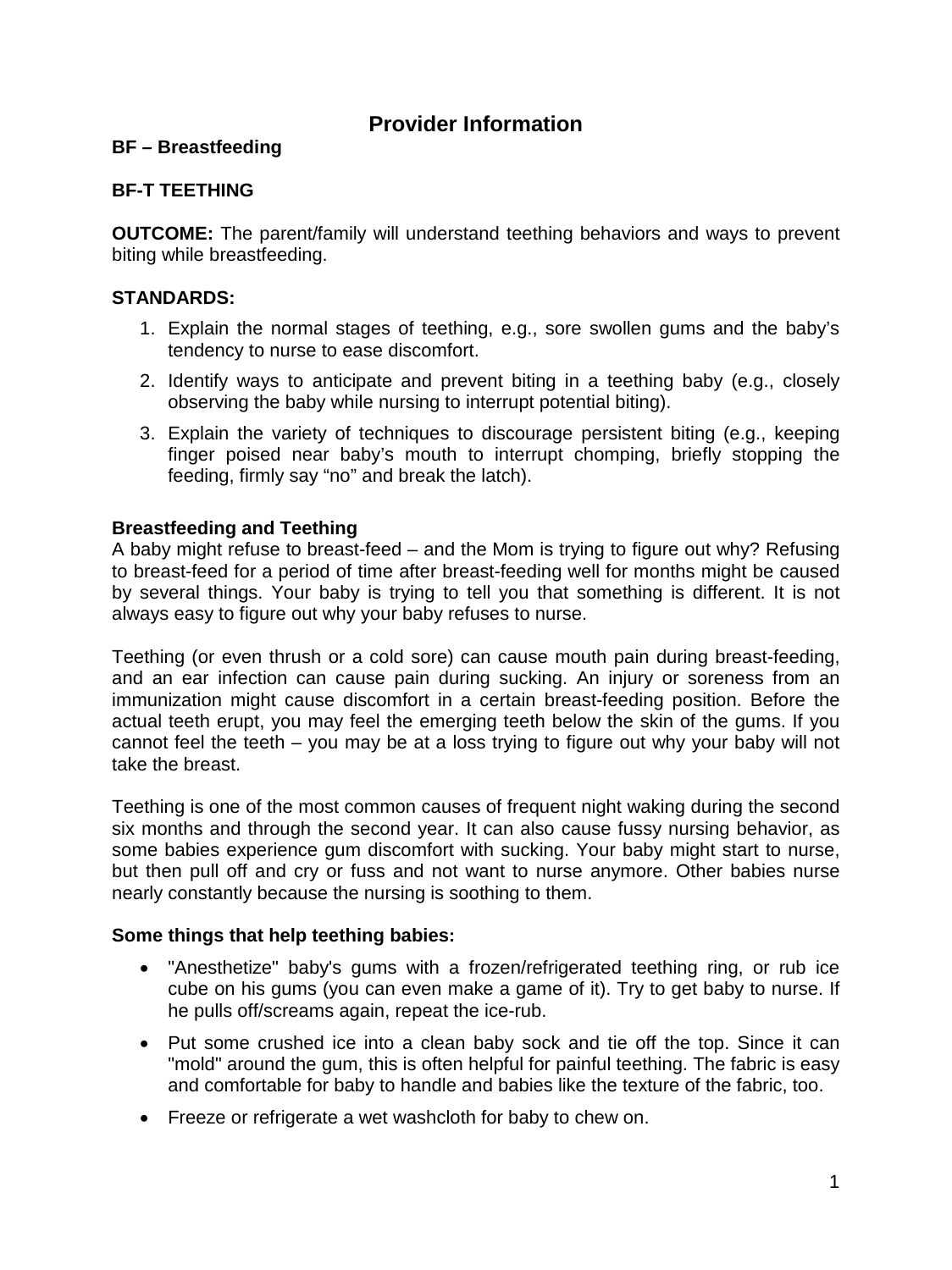# Provider Information

**BF – Breastfeeding**

**BF-T TEETHING**

**OUTCOME:** The parent/family will understand teething behaviors and ways to prevent biting while breastfeeding.

**STANDARDS:**

1. Explain the normal stages of teething, e.g., sore swollen gums and the baby's tendency to nurse to ease discomfort.
2. Identify ways to anticipate and prevent biting in a teething baby (e.g., closely observing the baby while nursing to interrupt potential biting).
3. Explain the variety of techniques to discourage persistent biting (e.g., keeping finger poised near baby's mouth to interrupt chomping, briefly stopping the feeding, firmly say "no" and break the latch).

**Breastfeeding and Teething**

A baby might refuse to breast-feed – and the Mom is trying to figure out why? Refusing to breast-feed for a period of time after breast-feeding well for months might be caused by several things. Your baby is trying to tell you that something is different. It is not always easy to figure out why your baby refuses to nurse.

Teething (or even thrush or a cold sore) can cause mouth pain during breast-feeding, and an ear infection can cause pain during sucking. An injury or soreness from an immunization might cause discomfort in a certain breast-feeding position. Before the actual teeth erupt, you may feel the emerging teeth below the skin of the gums. If you cannot feel the teeth – you may be at a loss trying to figure out why your baby will not take the breast.

Teething is one of the most common causes of frequent night waking during the second six months and through the second year. It can also cause fussy nursing behavior, as some babies experience gum discomfort with sucking. Your baby might start to nurse, but then pull off and cry or fuss and not want to nurse anymore. Other babies nurse nearly constantly because the nursing is soothing to them.

**Some things that help teething babies:**

- "Anesthetize" baby's gums with a frozen/refrigerated teething ring, or rub ice cube on his gums (you can even make a game of it). Try to get baby to nurse. If he pulls off/screams again, repeat the ice-rub.
- Put some crushed ice into a clean baby sock and tie off the top. Since it can "mold" around the gum, this is often helpful for painful teething. The fabric is easy and comfortable for baby to handle and babies like the texture of the fabric, too.
- Freeze or refrigerate a wet washcloth for baby to chew on.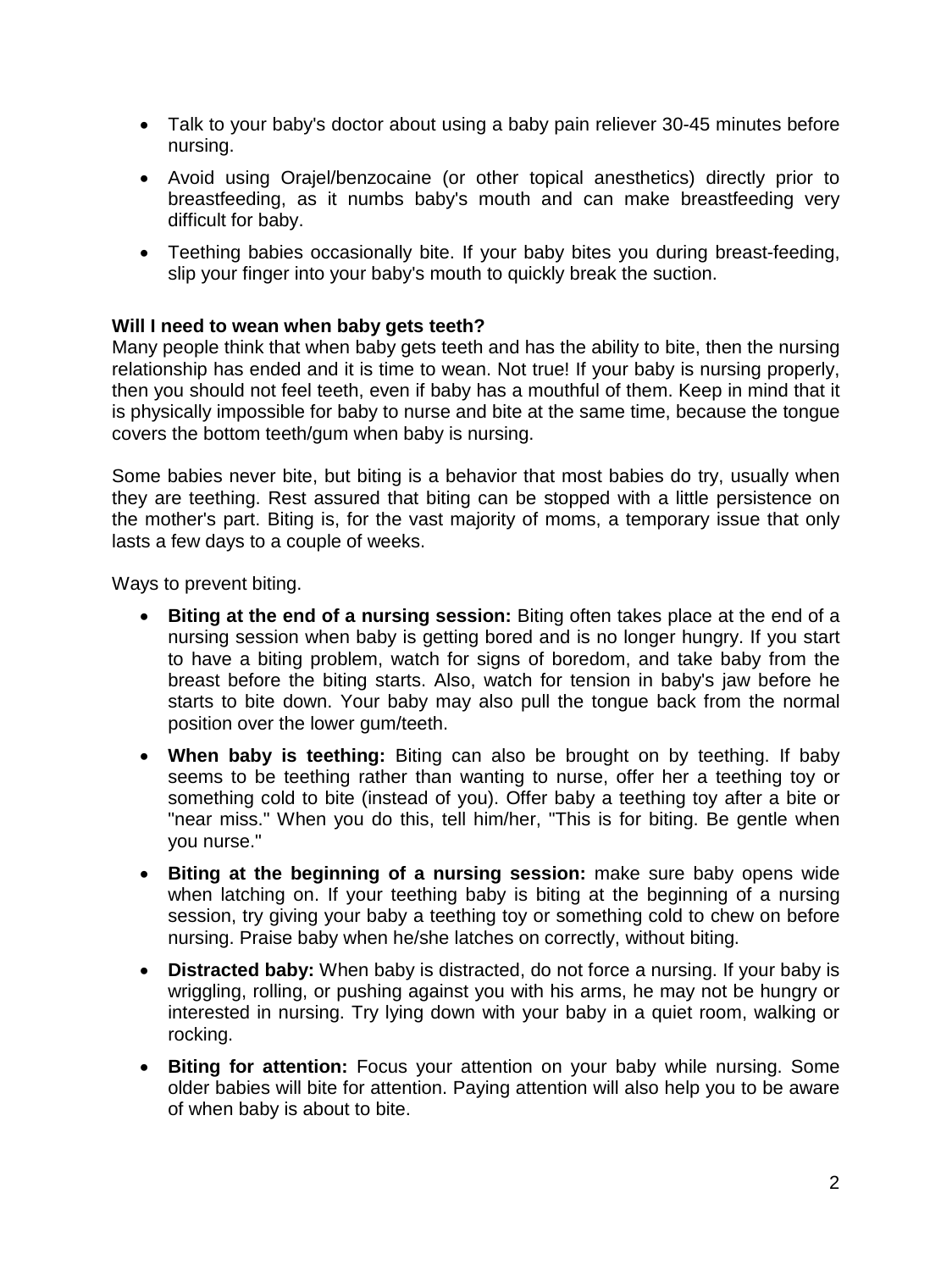- Talk to your baby's doctor about using a baby pain reliever 30-45 minutes before nursing.
- Avoid using Orajel/benzocaine (or other topical anesthetics) directly prior to breastfeeding, as it numbs baby's mouth and can make breastfeeding very difficult for baby.
- Teething babies occasionally bite. If your baby bites you during breast-feeding, slip your finger into your baby's mouth to quickly break the suction.

**Will I need to wean when baby gets teeth?**

Many people think that when baby gets teeth and has the ability to bite, then the nursing relationship has ended and it is time to wean. Not true! If your baby is nursing properly, then you should not feel teeth, even if baby has a mouthful of them. Keep in mind that it is physically impossible for baby to nurse and bite at the same time, because the tongue covers the bottom teeth/gum when baby is nursing.

Some babies never bite, but biting is a behavior that most babies do try, usually when they are teething. Rest assured that biting can be stopped with a little persistence on the mother's part. Biting is, for the vast majority of moms, a temporary issue that only lasts a few days to a couple of weeks.

Ways to prevent biting.

- **Biting at the end of a nursing session:** Biting often takes place at the end of a nursing session when baby is getting bored and is no longer hungry. If you start to have a biting problem, watch for signs of boredom, and take baby from the breast before the biting starts. Also, watch for tension in baby's jaw before he starts to bite down. Your baby may also pull the tongue back from the normal position over the lower gum/teeth.
- **When baby is teething:** Biting can also be brought on by teething. If baby seems to be teething rather than wanting to nurse, offer her a teething toy or something cold to bite (instead of you). Offer baby a teething toy after a bite or "near miss." When you do this, tell him/her, "This is for biting. Be gentle when you nurse."
- **Biting at the beginning of a nursing session:** make sure baby opens wide when latching on. If your teething baby is biting at the beginning of a nursing session, try giving your baby a teething toy or something cold to chew on before nursing. Praise baby when he/she latches on correctly, without biting.
- **Distracted baby:** When baby is distracted, do not force a nursing. If your baby is wriggling, rolling, or pushing against you with his arms, he may not be hungry or interested in nursing. Try lying down with your baby in a quiet room, walking or rocking.
- **Biting for attention:** Focus your attention on your baby while nursing. Some older babies will bite for attention. Paying attention will also help you to be aware of when baby is about to bite.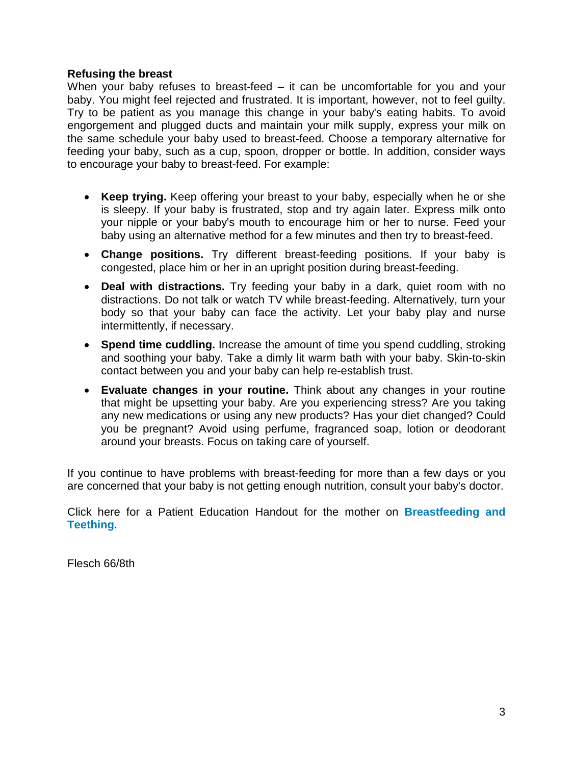**Refusing the breast**

When your baby refuses to breast-feed – it can be uncomfortable for you and your baby. You might feel rejected and frustrated. It is important, however, not to feel guilty. Try to be patient as you manage this change in your baby's eating habits. To avoid engorgement and plugged ducts and maintain your milk supply, express your milk on the same schedule your baby used to breast-feed. Choose a temporary alternative for feeding your baby, such as a cup, spoon, dropper or bottle. In addition, consider ways to encourage your baby to breast-feed. For example:

- **Keep trying.** Keep offering your breast to your baby, especially when he or she is sleepy. If your baby is frustrated, stop and try again later. Express milk onto your nipple or your baby's mouth to encourage him or her to nurse. Feed your baby using an alternative method for a few minutes and then try to breast-feed.
- **Change positions.** Try different breast-feeding positions. If your baby is congested, place him or her in an upright position during breast-feeding.
- **Deal with distractions.** Try feeding your baby in a dark, quiet room with no distractions. Do not talk or watch TV while breast-feeding. Alternatively, turn your body so that your baby can face the activity. Let your baby play and nurse intermittently, if necessary.
- **Spend time cuddling.** Increase the amount of time you spend cuddling, stroking and soothing your baby. Take a dimly lit warm bath with your baby. Skin-to-skin contact between you and your baby can help re-establish trust.
- **Evaluate changes in your routine.** Think about any changes in your routine that might be upsetting your baby. Are you experiencing stress? Are you taking any new medications or using any new products? Has your diet changed? Could you be pregnant? Avoid using perfume, fragranced soap, lotion or deodorant around your breasts. Focus on taking care of yourself.

If you continue to have problems with breast-feeding for more than a few days or you are concerned that your baby is not getting enough nutrition, consult your baby's doctor.

Click here for a Patient Education Handout for the mother on **Breastfeeding and Teething**.

Flesch 66/8th